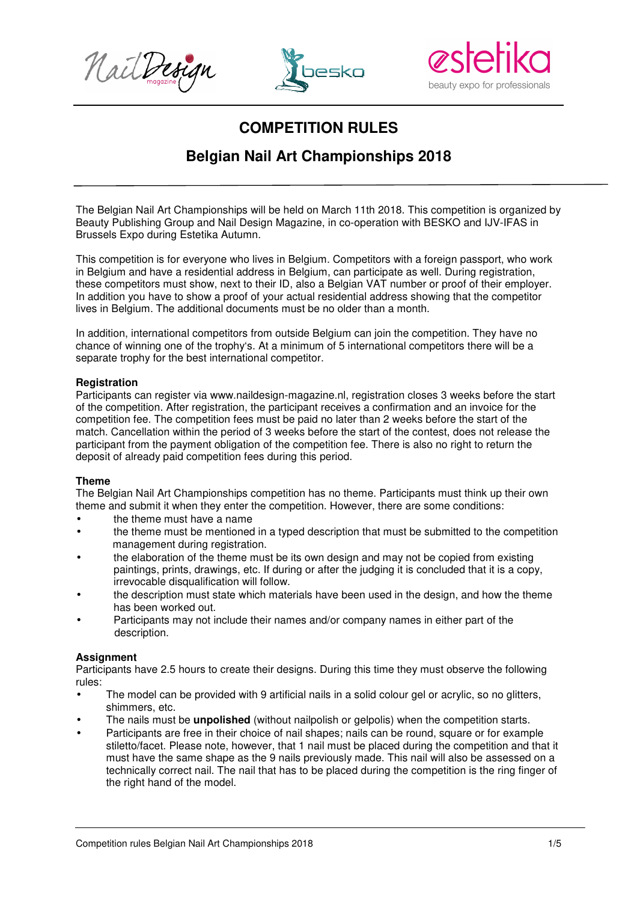# COMPETITION RULES

## Belgian Nail Art Championships 2018

The Belgian Nail Art Championships will be held on March 11th 2018. This competition is organized by Beauty Publishing Group and Nail Design Magazine, in co-operation with BESKO and IJV-IFAS in Brussels Expo during Estetika Autumn.

This competition is for everyone who lives in Belgium. Competitors with a foreign passport, who work in Belgium and have a residential address in Belgium, can participate as well. During registration, these competitors must show, next to their ID, also a Belgian VAT number or proof of their employer. In addition you have to show a proof of your actual residential address showing that the competitor lives in Belgium. The additional documents must be no older than a month.

In addition, international competitors from outside Belgium can join the competition. They have no chance of winning one of the trophy's. At a minimum of 5 international competitors there will be a separate trophy for the best international competitor.

**Registration**

Participants can register via www.naildesign-magazine.nl, registration closes 3 weeks before the start of the competition. After registration, the participant receives a confirmation and an invoice for the competition fee. The competition fees must be paid no later than 2 weeks before the start of the match. Cancellation within the period of 3 weeks before the start of the contest, does not release the participant from the payment obligation of the competition fee. There is also no right to return the deposit of already paid competition fees during this period.

**Theme**

The Belgian Nail Art Championships competition has no theme. Participants must think up their own theme and submit it when they enter the competition. However, there are some conditions:

- the theme must have a name
- the theme must be mentioned in a typed description that must be submitted to the competition management during registration.
- the elaboration of the theme must be its own design and may not be copied from existing paintings, prints, drawings, etc. If during or after the judging it is concluded that it is a copy, irrevocable disqualification will follow.
- the description must state which materials have been used in the design, and how the theme has been worked out.
- Participants may not include their names and/or company names in either part of the description.

**Assignment**

Participants have 2.5 hours to create their designs. During this time they must observe the following rules:

- The model can be provided with 9 artificial nails in a solid colour gel or acrylic, so no glitters, shimmers, etc.
- The nails must be **unpolished** (without nailpolish or gelpolis) when the competition starts.
- Participants are free in their choice of nail shapes; nails can be round, square or for example stiletto/facet. Please note, however, that 1 nail must be placed during the competition and that it must have the same shape as the 9 nails previously made. This nail will also be assessed on a technically correct nail. The nail that has to be placed during the competition is the ring finger of the right hand of the model.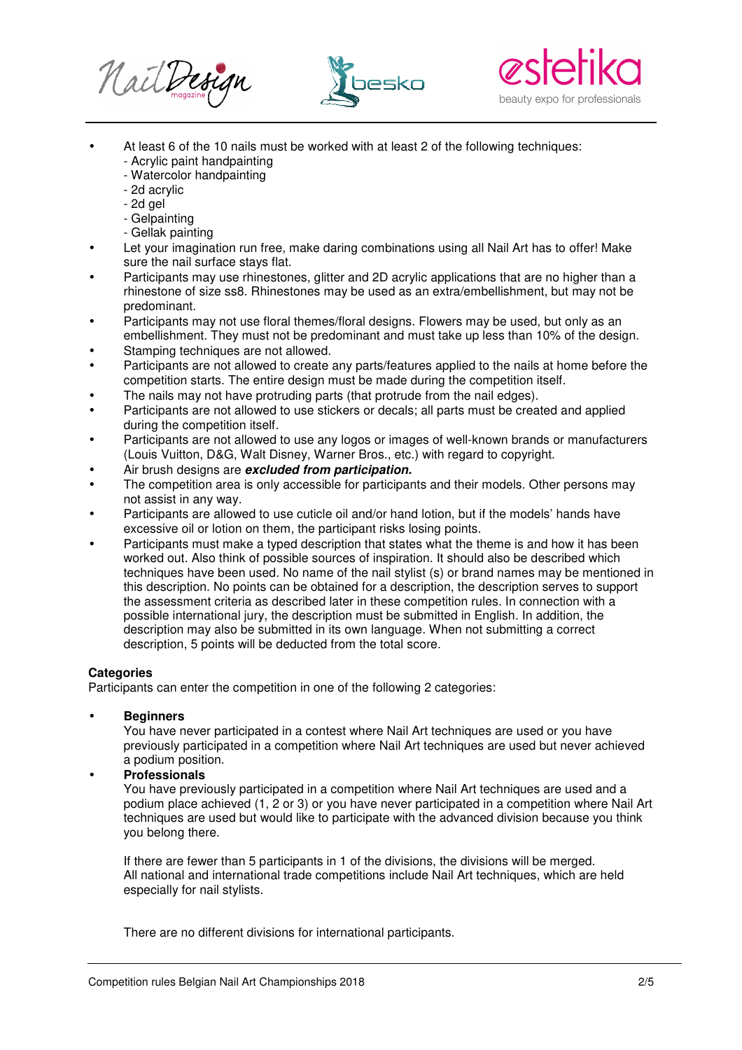- At least 6 of the 10 nails must be worked with at least 2 of the following techniques:
  - Acrylic paint handpainting
  - Watercolor handpainting
  - 2d acrylic
  - 2d gel
  - Gelpainting
  - Gellak painting
- Let your imagination run free, make daring combinations using all Nail Art has to offer! Make sure the nail surface stays flat.
- Participants may use rhinestones, glitter and 2D acrylic applications that are no higher than a rhinestone of size ss8. Rhinestones may be used as an extra/embellishment, but may not be predominant.
- Participants may not use floral themes/floral designs. Flowers may be used, but only as an embellishment. They must not be predominant and must take up less than 10% of the design.
- Stamping techniques are not allowed.
- Participants are not allowed to create any parts/features applied to the nails at home before the competition starts. The entire design must be made during the competition itself.
- The nails may not have protruding parts (that protrude from the nail edges).
- Participants are not allowed to use stickers or decals; all parts must be created and applied during the competition itself.
- Participants are not allowed to use any logos or images of well-known brands or manufacturers (Louis Vuitton, D&G, Walt Disney, Warner Bros., etc.) with regard to copyright.
- Air brush designs are ***excluded from participation.***
- The competition area is only accessible for participants and their models. Other persons may not assist in any way.
- Participants are allowed to use cuticle oil and/or hand lotion, but if the models' hands have excessive oil or lotion on them, the participant risks losing points.
- Participants must make a typed description that states what the theme is and how it has been worked out. Also think of possible sources of inspiration. It should also be described which techniques have been used. No name of the nail stylist (s) or brand names may be mentioned in this description. No points can be obtained for a description, the description serves to support the assessment criteria as described later in these competition rules. In connection with a possible international jury, the description must be submitted in English. In addition, the description may also be submitted in its own language. When not submitting a correct description, 5 points will be deducted from the total score.

**Categories**

Participants can enter the competition in one of the following 2 categories:

- **Beginners**
  You have never participated in a contest where Nail Art techniques are used or you have previously participated in a competition where Nail Art techniques are used but never achieved a podium position.
- **Professionals**
  You have previously participated in a competition where Nail Art techniques are used and a podium place achieved (1, 2 or 3) or you have never participated in a competition where Nail Art techniques are used but would like to participate with the advanced division because you think you belong there.

  If there are fewer than 5 participants in 1 of the divisions, the divisions will be merged.
  All national and international trade competitions include Nail Art techniques, which are held especially for nail stylists.

  There are no different divisions for international participants.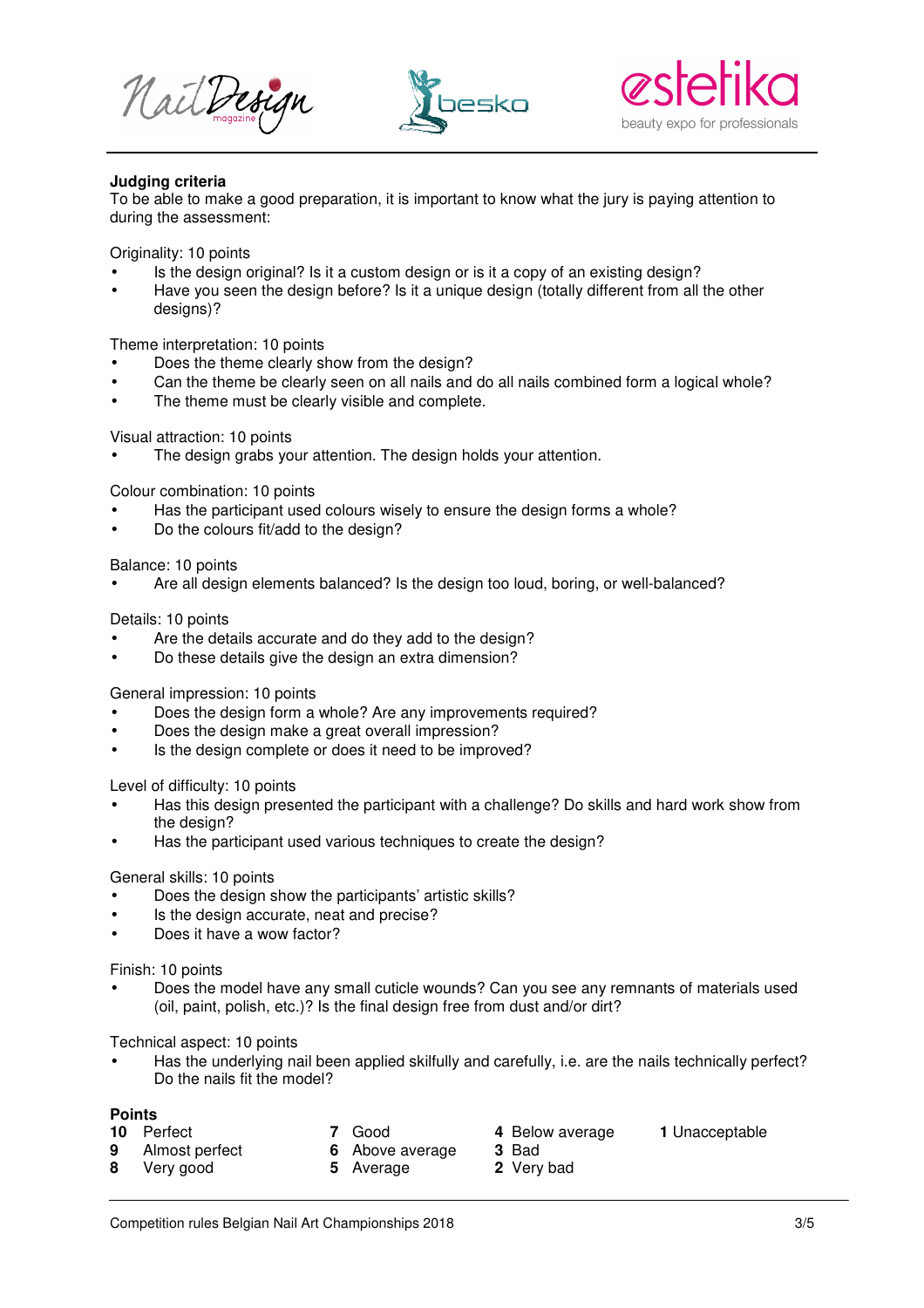## Judging criteria

To be able to make a good preparation, it is important to know what the jury is paying attention to during the assessment:

Originality: 10 points

- Is the design original? Is it a custom design or is it a copy of an existing design?
- Have you seen the design before? Is it a unique design (totally different from all the other designs)?

Theme interpretation: 10 points

- Does the theme clearly show from the design?
- Can the theme be clearly seen on all nails and do all nails combined form a logical whole?
- The theme must be clearly visible and complete.

Visual attraction: 10 points

- The design grabs your attention. The design holds your attention.

Colour combination: 10 points

- Has the participant used colours wisely to ensure the design forms a whole?
- Do the colours fit/add to the design?

Balance: 10 points

- Are all design elements balanced? Is the design too loud, boring, or well-balanced?

Details: 10 points

- Are the details accurate and do they add to the design?
- Do these details give the design an extra dimension?

General impression: 10 points

- Does the design form a whole? Are any improvements required?
- Does the design make a great overall impression?
- Is the design complete or does it need to be improved?

Level of difficulty: 10 points

- Has this design presented the participant with a challenge? Do skills and hard work show from the design?
- Has the participant used various techniques to create the design?

General skills: 10 points

- Does the design show the participants' artistic skills?
- Is the design accurate, neat and precise?
- Does it have a wow factor?

Finish: 10 points

- Does the model have any small cuticle wounds? Can you see any remnants of materials used (oil, paint, polish, etc.)? Is the final design free from dust and/or dirt?

Technical aspect: 10 points

- Has the underlying nail been applied skilfully and carefully, i.e. are the nails technically perfect? Do the nails fit the model?

### Points

**10** Perfect
**9** Almost perfect
**8** Very good
**7** Good
**6** Above average
**5** Average
**4** Below average
**3** Bad
**2** Very bad
**1** Unacceptable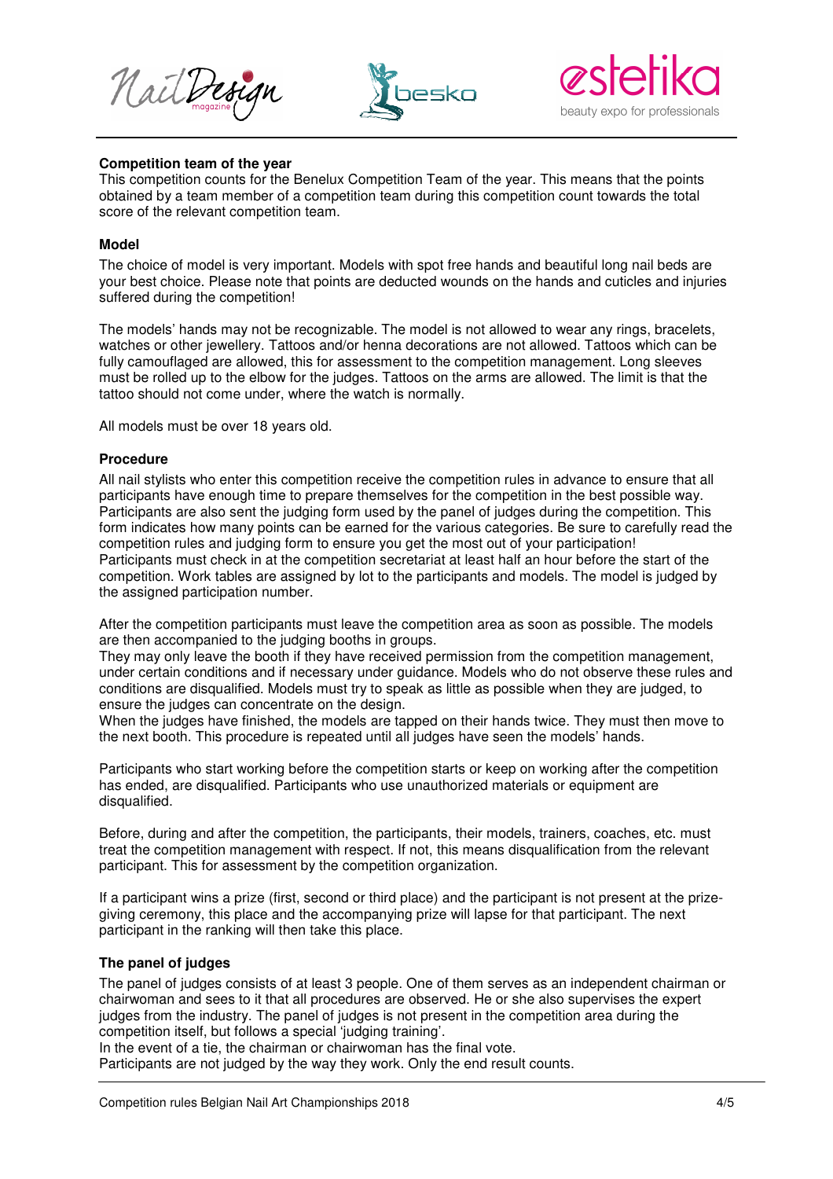**Competition team of the year**

This competition counts for the Benelux Competition Team of the year. This means that the points obtained by a team member of a competition team during this competition count towards the total score of the relevant competition team.

**Model**

The choice of model is very important. Models with spot free hands and beautiful long nail beds are your best choice. Please note that points are deducted wounds on the hands and cuticles and injuries suffered during the competition!

The models' hands may not be recognizable. The model is not allowed to wear any rings, bracelets, watches or other jewellery. Tattoos and/or henna decorations are not allowed. Tattoos which can be fully camouflaged are allowed, this for assessment to the competition management. Long sleeves must be rolled up to the elbow for the judges. Tattoos on the arms are allowed. The limit is that the tattoo should not come under, where the watch is normally.

All models must be over 18 years old.

**Procedure**

All nail stylists who enter this competition receive the competition rules in advance to ensure that all participants have enough time to prepare themselves for the competition in the best possible way. Participants are also sent the judging form used by the panel of judges during the competition. This form indicates how many points can be earned for the various categories. Be sure to carefully read the competition rules and judging form to ensure you get the most out of your participation!
Participants must check in at the competition secretariat at least half an hour before the start of the competition. Work tables are assigned by lot to the participants and models. The model is judged by the assigned participation number.

After the competition participants must leave the competition area as soon as possible. The models are then accompanied to the judging booths in groups.
They may only leave the booth if they have received permission from the competition management, under certain conditions and if necessary under guidance. Models who do not observe these rules and conditions are disqualified. Models must try to speak as little as possible when they are judged, to ensure the judges can concentrate on the design.
When the judges have finished, the models are tapped on their hands twice. They must then move to the next booth. This procedure is repeated until all judges have seen the models' hands.

Participants who start working before the competition starts or keep on working after the competition has ended, are disqualified. Participants who use unauthorized materials or equipment are disqualified.

Before, during and after the competition, the participants, their models, trainers, coaches, etc. must treat the competition management with respect. If not, this means disqualification from the relevant participant. This for assessment by the competition organization.

If a participant wins a prize (first, second or third place) and the participant is not present at the prize-giving ceremony, this place and the accompanying prize will lapse for that participant. The next participant in the ranking will then take this place.

**The panel of judges**

The panel of judges consists of at least 3 people. One of them serves as an independent chairman or chairwoman and sees to it that all procedures are observed. He or she also supervises the expert judges from the industry. The panel of judges is not present in the competition area during the competition itself, but follows a special 'judging training'.
In the event of a tie, the chairman or chairwoman has the final vote.
Participants are not judged by the way they work. Only the end result counts.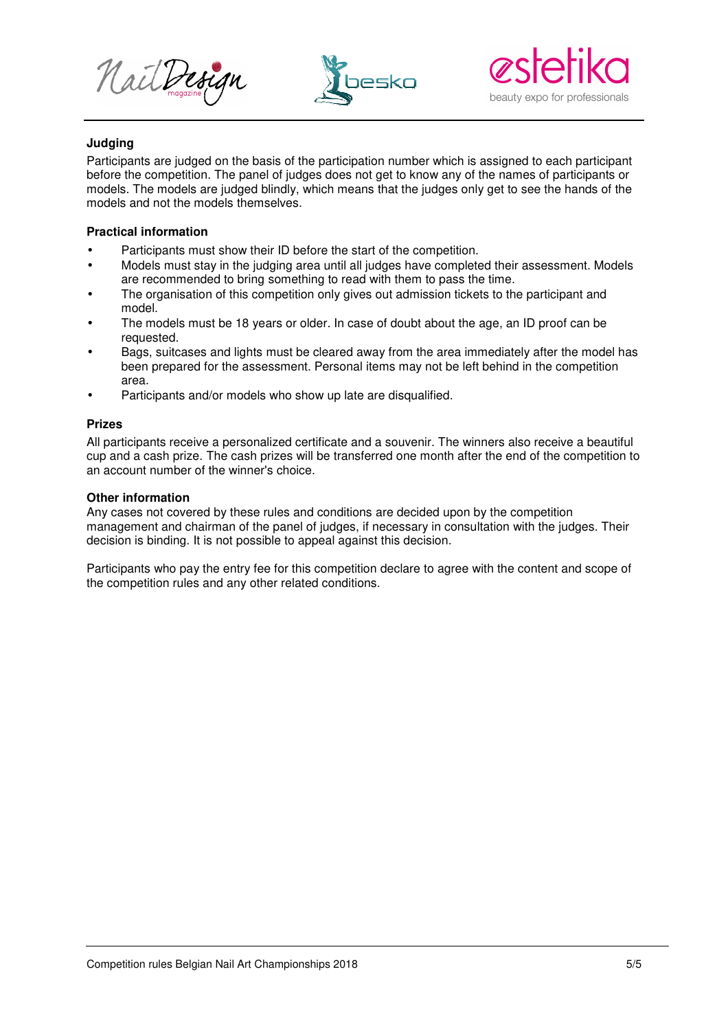### Judging

Participants are judged on the basis of the participation number which is assigned to each participant before the competition. The panel of judges does not get to know any of the names of participants or models. The models are judged blindly, which means that the judges only get to see the hands of the models and not the models themselves.

### Practical information

- Participants must show their ID before the start of the competition.
- Models must stay in the judging area until all judges have completed their assessment. Models are recommended to bring something to read with them to pass the time.
- The organisation of this competition only gives out admission tickets to the participant and model.
- The models must be 18 years or older. In case of doubt about the age, an ID proof can be requested.
- Bags, suitcases and lights must be cleared away from the area immediately after the model has been prepared for the assessment. Personal items may not be left behind in the competition area.
- Participants and/or models who show up late are disqualified.

### Prizes

All participants receive a personalized certificate and a souvenir. The winners also receive a beautiful cup and a cash prize. The cash prizes will be transferred one month after the end of the competition to an account number of the winner's choice.

### Other information

Any cases not covered by these rules and conditions are decided upon by the competition management and chairman of the panel of judges, if necessary in consultation with the judges. Their decision is binding. It is not possible to appeal against this decision.

Participants who pay the entry fee for this competition declare to agree with the content and scope of the competition rules and any other related conditions.